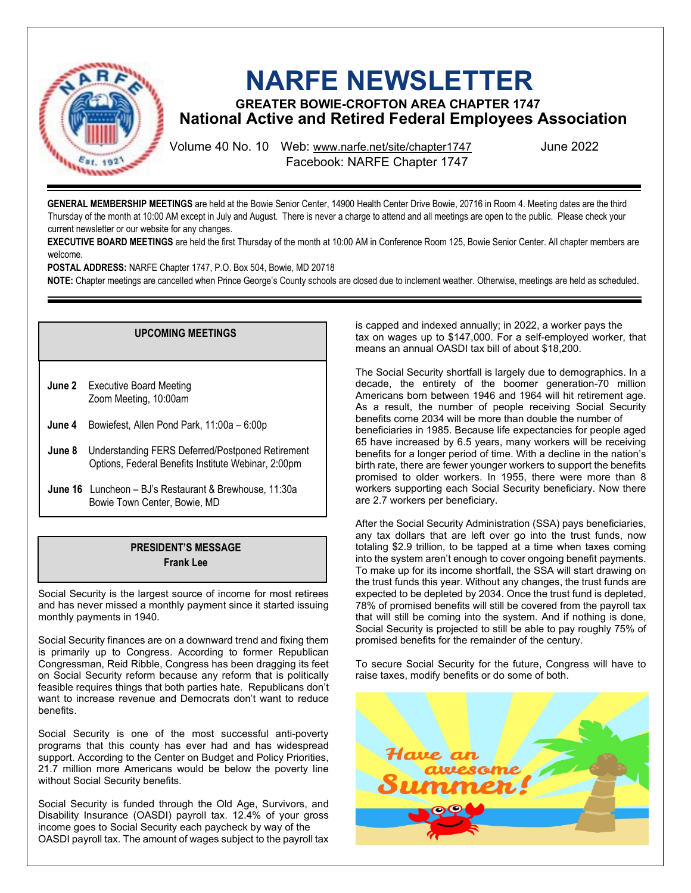# NARFE NEWSLETTER

### GREATER BOWIE-CROFTON AREA CHAPTER 1747
## National Active and Retired Federal Employees Association

Volume 40 No. 10 Web: www.narfe.net/site/chapter1747 June 2022
Facebook: NARFE Chapter 1747

---

**GENERAL MEMBERSHIP MEETINGS** are held at the Bowie Senior Center, 14900 Health Center Drive Bowie, 20716 in Room 4. Meeting dates are the third Thursday of the month at 10:00 AM except in July and August. There is never a charge to attend and all meetings are open to the public. Please check your current newsletter or our website for any changes.

**EXECUTIVE BOARD MEETINGS** are held the first Thursday of the month at 10:00 AM in Conference Room 125, Bowie Senior Center. All chapter members are welcome.

**POSTAL ADDRESS:** NARFE Chapter 1747, P.O. Box 504, Bowie, MD 20718

**NOTE:** Chapter meetings are cancelled when Prince George's County schools are closed due to inclement weather. Otherwise, meetings are held as scheduled.

---

### UPCOMING MEETINGS

**June 2** Executive Board Meeting
Zoom Meeting, 10:00am

**June 4** Bowiefest, Allen Pond Park, 11:00a – 6:00p

**June 8** Understanding FERS Deferred/Postponed Retirement Options, Federal Benefits Institute Webinar, 2:00pm

**June 16** Luncheon – BJ's Restaurant & Brewhouse, 11:30a
Bowie Town Center, Bowie, MD

### PRESIDENT'S MESSAGE
**Frank Lee**

Social Security is the largest source of income for most retirees and has never missed a monthly payment since it started issuing monthly payments in 1940.

Social Security finances are on a downward trend and fixing them is primarily up to Congress. According to former Republican Congressman, Reid Ribble, Congress has been dragging its feet on Social Security reform because any reform that is politically feasible requires things that both parties hate. Republicans don't want to increase revenue and Democrats don't want to reduce benefits.

Social Security is one of the most successful anti-poverty programs that this county has ever had and has widespread support. According to the Center on Budget and Policy Priorities, 21.7 million more Americans would be below the poverty line without Social Security benefits.

Social Security is funded through the Old Age, Survivors, and Disability Insurance (OASDI) payroll tax. 12.4% of your gross income goes to Social Security each paycheck by way of the OASDI payroll tax. The amount of wages subject to the payroll tax is capped and indexed annually; in 2022, a worker pays the tax on wages up to $147,000. For a self-employed worker, that means an annual OASDI tax bill of about $18,200.

The Social Security shortfall is largely due to demographics. In a decade, the entirety of the boomer generation-70 million Americans born between 1946 and 1964 will hit retirement age. As a result, the number of people receiving Social Security benefits come 2034 will be more than double the number of beneficiaries in 1985. Because life expectancies for people aged 65 have increased by 6.5 years, many workers will be receiving benefits for a longer period of time. With a decline in the nation's birth rate, there are fewer younger workers to support the benefits promised to older workers. In 1955, there were more than 8 workers supporting each Social Security beneficiary. Now there are 2.7 workers per beneficiary.

After the Social Security Administration (SSA) pays beneficiaries, any tax dollars that are left over go into the trust funds, now totaling $2.9 trillion, to be tapped at a time when taxes coming into the system aren't enough to cover ongoing benefit payments. To make up for its income shortfall, the SSA will start drawing on the trust funds this year. Without any changes, the trust funds are expected to be depleted by 2034. Once the trust fund is depleted, 78% of promised benefits will still be covered from the payroll tax that will still be coming into the system. And if nothing is done, Social Security is projected to still be able to pay roughly 75% of promised benefits for the remainder of the century.

To secure Social Security for the future, Congress will have to raise taxes, modify benefits or do some of both.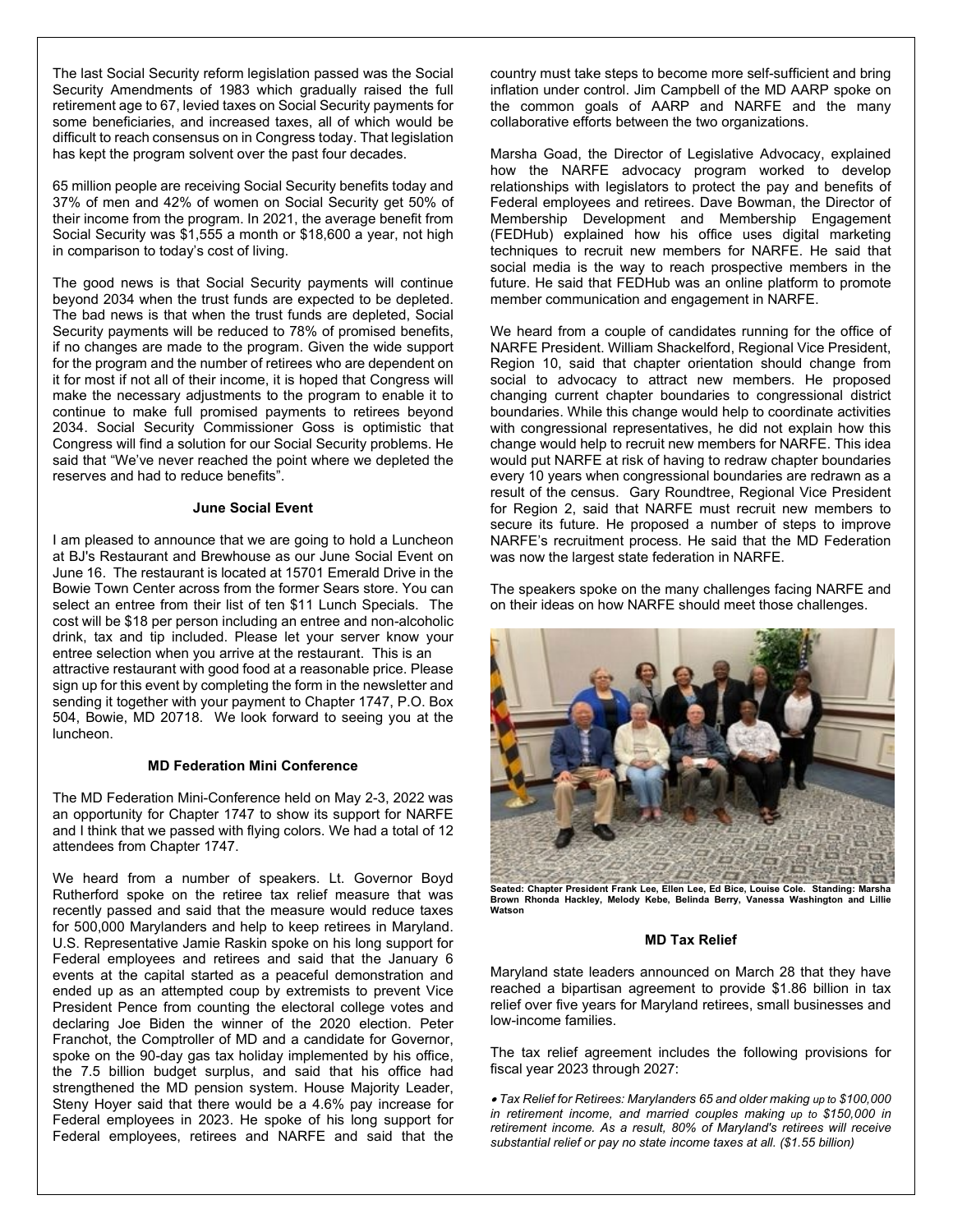The last Social Security reform legislation passed was the Social Security Amendments of 1983 which gradually raised the full retirement age to 67, levied taxes on Social Security payments for some beneficiaries, and increased taxes, all of which would be difficult to reach consensus on in Congress today. That legislation has kept the program solvent over the past four decades.

65 million people are receiving Social Security benefits today and 37% of men and 42% of women on Social Security get 50% of their income from the program. In 2021, the average benefit from Social Security was $1,555 a month or $18,600 a year, not high in comparison to today's cost of living.

The good news is that Social Security payments will continue beyond 2034 when the trust funds are expected to be depleted. The bad news is that when the trust funds are depleted, Social Security payments will be reduced to 78% of promised benefits, if no changes are made to the program. Given the wide support for the program and the number of retirees who are dependent on it for most if not all of their income, it is hoped that Congress will make the necessary adjustments to the program to enable it to continue to make full promised payments to retirees beyond 2034. Social Security Commissioner Goss is optimistic that Congress will find a solution for our Social Security problems. He said that "We've never reached the point where we depleted the reserves and had to reduce benefits".

**June Social Event**

I am pleased to announce that we are going to hold a Luncheon at BJ's Restaurant and Brewhouse as our June Social Event on June 16. The restaurant is located at 15701 Emerald Drive in the Bowie Town Center across from the former Sears store. You can select an entree from their list of ten $11 Lunch Specials. The cost will be $18 per person including an entree and non-alcoholic drink, tax and tip included. Please let your server know your entree selection when you arrive at the restaurant. This is an attractive restaurant with good food at a reasonable price. Please sign up for this event by completing the form in the newsletter and sending it together with your payment to Chapter 1747, P.O. Box 504, Bowie, MD 20718. We look forward to seeing you at the luncheon.

**MD Federation Mini Conference**

The MD Federation Mini-Conference held on May 2-3, 2022 was an opportunity for Chapter 1747 to show its support for NARFE and I think that we passed with flying colors. We had a total of 12 attendees from Chapter 1747.

We heard from a number of speakers. Lt. Governor Boyd Rutherford spoke on the retiree tax relief measure that was recently passed and said that the measure would reduce taxes for 500,000 Marylanders and help to keep retirees in Maryland. U.S. Representative Jamie Raskin spoke on his long support for Federal employees and retirees and said that the January 6 events at the capital started as a peaceful demonstration and ended up as an attempted coup by extremists to prevent Vice President Pence from counting the electoral college votes and declaring Joe Biden the winner of the 2020 election. Peter Franchot, the Comptroller of MD and a candidate for Governor, spoke on the 90-day gas tax holiday implemented by his office, the 7.5 billion budget surplus, and said that his office had strengthened the MD pension system. House Majority Leader, Steny Hoyer said that there would be a 4.6% pay increase for Federal employees in 2023. He spoke of his long support for Federal employees, retirees and NARFE and said that the country must take steps to become more self-sufficient and bring inflation under control. Jim Campbell of the MD AARP spoke on the common goals of AARP and NARFE and the many collaborative efforts between the two organizations.

Marsha Goad, the Director of Legislative Advocacy, explained how the NARFE advocacy program worked to develop relationships with legislators to protect the pay and benefits of Federal employees and retirees. Dave Bowman, the Director of Membership Development and Membership Engagement (FEDHub) explained how his office uses digital marketing techniques to recruit new members for NARFE. He said that social media is the way to reach prospective members in the future. He said that FEDHub was an online platform to promote member communication and engagement in NARFE.

We heard from a couple of candidates running for the office of NARFE President. William Shackelford, Regional Vice President, Region 10, said that chapter orientation should change from social to advocacy to attract new members. He proposed changing current chapter boundaries to congressional district boundaries. While this change would help to coordinate activities with congressional representatives, he did not explain how this change would help to recruit new members for NARFE. This idea would put NARFE at risk of having to redraw chapter boundaries every 10 years when congressional boundaries are redrawn as a result of the census. Gary Roundtree, Regional Vice President for Region 2, said that NARFE must recruit new members to secure its future. He proposed a number of steps to improve NARFE's recruitment process. He said that the MD Federation was now the largest state federation in NARFE.

The speakers spoke on the many challenges facing NARFE and on their ideas on how NARFE should meet those challenges.

**Seated: Chapter President Frank Lee, Ellen Lee, Ed Bice, Louise Cole. Standing: Marsha Brown Rhonda Hackley, Melody Kebe, Belinda Berry, Vanessa Washington and Lillie Watson**

**MD Tax Relief**

Maryland state leaders announced on March 28 that they have reached a bipartisan agreement to provide $1.86 billion in tax relief over five years for Maryland retirees, small businesses and low-income families.

The tax relief agreement includes the following provisions for fiscal year 2023 through 2027:

- *Tax Relief for Retirees: Marylanders 65 and older making up to $100,000 in retirement income, and married couples making up to $150,000 in retirement income. As a result, 80% of Maryland's retirees will receive substantial relief or pay no state income taxes at all. ($1.55 billion)*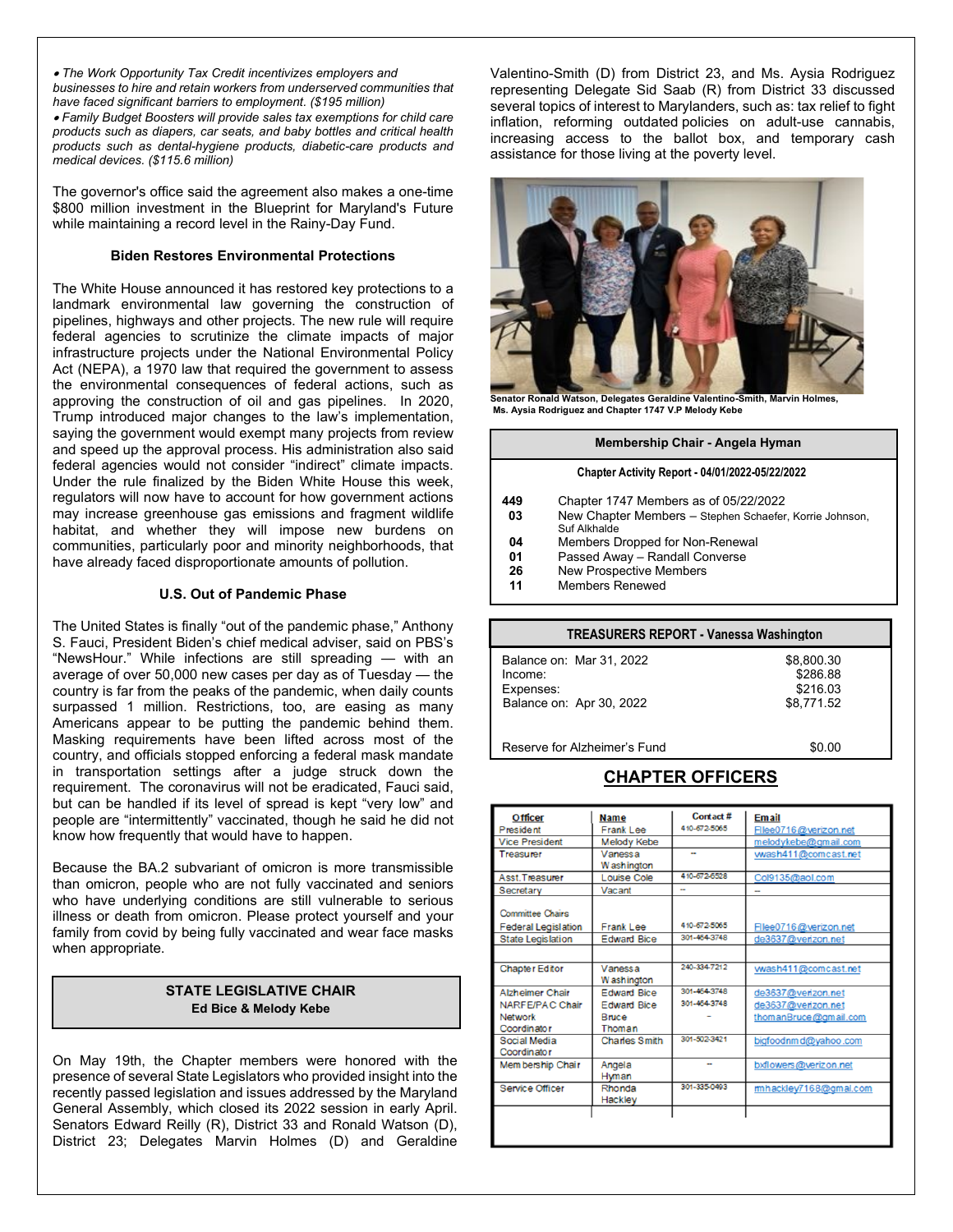- *The Work Opportunity Tax Credit incentivizes employers and businesses to hire and retain workers from underserved communities that have faced significant barriers to employment. ($195 million)*
- *Family Budget Boosters will provide sales tax exemptions for child care products such as diapers, car seats, and baby bottles and critical health products such as dental-hygiene products, diabetic-care products and medical devices. ($115.6 million)*

The governor's office said the agreement also makes a one-time $800 million investment in the Blueprint for Maryland's Future while maintaining a record level in the Rainy-Day Fund.

### Biden Restores Environmental Protections

The White House announced it has restored key protections to a landmark environmental law governing the construction of pipelines, highways and other projects. The new rule will require federal agencies to scrutinize the climate impacts of major infrastructure projects under the National Environmental Policy Act (NEPA), a 1970 law that required the government to assess the environmental consequences of federal actions, such as approving the construction of oil and gas pipelines. In 2020, Trump introduced major changes to the law's implementation, saying the government would exempt many projects from review and speed up the approval process. His administration also said federal agencies would not consider "indirect" climate impacts. Under the rule finalized by the Biden White House this week, regulators will now have to account for how government actions may increase greenhouse gas emissions and fragment wildlife habitat, and whether they will impose new burdens on communities, particularly poor and minority neighborhoods, that have already faced disproportionate amounts of pollution.

### U.S. Out of Pandemic Phase

The United States is finally "out of the pandemic phase," Anthony S. Fauci, President Biden's chief medical adviser, said on PBS's "NewsHour." While infections are still spreading — with an average of over 50,000 new cases per day as of Tuesday — the country is far from the peaks of the pandemic, when daily counts surpassed 1 million. Restrictions, too, are easing as many Americans appear to be putting the pandemic behind them. Masking requirements have been lifted across most of the country, and officials stopped enforcing a federal mask mandate in transportation settings after a judge struck down the requirement. The coronavirus will not be eradicated, Fauci said, but can be handled if its level of spread is kept "very low" and people are "intermittently" vaccinated, though he said he did not know how frequently that would have to happen.

Because the BA.2 subvariant of omicron is more transmissible than omicron, people who are not fully vaccinated and seniors who have underlying conditions are still vulnerable to serious illness or death from omicron. Please protect yourself and your family from covid by being fully vaccinated and wear face masks when appropriate.

### STATE LEGISLATIVE CHAIR
**Ed Bice & Melody Kebe**

On May 19th, the Chapter members were honored with the presence of several State Legislators who provided insight into the recently passed legislation and issues addressed by the Maryland General Assembly, which closed its 2022 session in early April. Senators Edward Reilly (R), District 33 and Ronald Watson (D), District 23; Delegates Marvin Holmes (D) and Geraldine Valentino-Smith (D) from District 23, and Ms. Aysia Rodriguez representing Delegate Sid Saab (R) from District 33 discussed several topics of interest to Marylanders, such as: tax relief to fight inflation, reforming outdated policies on adult-use cannabis, increasing access to the ballot box, and temporary cash assistance for those living at the poverty level.

**Senator Ronald Watson, Delegates Geraldine Valentino-Smith, Marvin Holmes, Ms. Aysia Rodriguez and Chapter 1747 V.P Melody Kebe**

### Membership Chair - Angela Hyman

**Chapter Activity Report - 04/01/2022-05/22/2022**

| | |
|---|---|
| 449 | Chapter 1747 Members as of 05/22/2022 |
| 03 | New Chapter Members – Stephen Schaefer, Korrie Johnson, Suf Alkhalde |
| 04 | Members Dropped for Non-Renewal |
| 01 | Passed Away – Randall Converse |
| 26 | New Prospective Members |
| 11 | Members Renewed |

### TREASURERS REPORT - Vanessa Washington

| | |
|---|---|
| Balance on: Mar 31, 2022 | $8,800.30 |
| Income: | $286.88 |
| Expenses: | $216.03 |
| Balance on: Apr 30, 2022 | $8,771.52 |
| Reserve for Alzheimer's Fund | $0.00 |

## CHAPTER OFFICERS

| Officer | Name | Contact # | Email |
|---|---|---|---|
| President | Frank Lee | 410-672-5065 | Flee0716@verizon.net |
| Vice President | Melody Kebe | | melodykebe@gmail.com |
| Treasurer | Vanessa Washington | -- | vwash411@comcast.net |
| Asst.Treasurer | Louise Cole | 410-672-6528 | Col9135@aol.com |
| Secretary | Vacant | -- | -- |
| Committee Chairs | | | |
| Federal Legislation | Frank Lee | 410-672-5065 | Flee0716@verizon.net |
| State Legislation | Edward Bice | 301-464-3748 | de3637@verizon.net |
| | | | |
| Chapter Editor | Vanessa Washington | 240-334-7212 | vwash411@comcast.net |
| Alzheimer Chair | Edward Bice | 301-464-3748 | de3637@verizon.net |
| NARFE/PAC Chair | Edward Bice | 301-464-3748 | de3637@verizon.net |
| Network Coordinator | Bruce Thoman | - | thomanBruce@gmail.com |
| Social Media Coordinator | Charles Smith | 301-502-3421 | bigfoodnmd@yahoo.com |
| Membership Chair | Angela Hyman | -- | bxflowers@verizon.net |
| Service Officer | Rhonda Hackley | 301-335-0493 | rmhackley7168@gmail.com |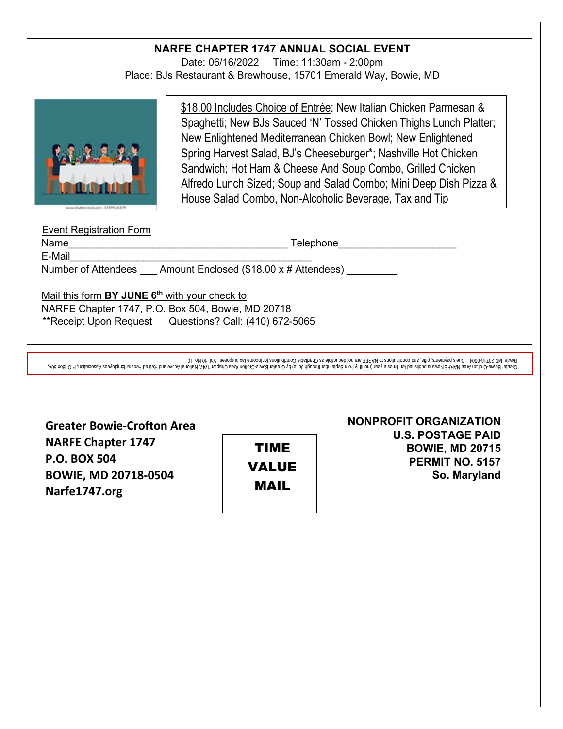## NARFE CHAPTER 1747 ANNUAL SOCIAL EVENT

Date: 06/16/2022 Time: 11:30am - 2:00pm

Place: BJs Restaurant & Brewhouse, 15701 Emerald Way, Bowie, MD

$18.00 Includes Choice of Entrée: New Italian Chicken Parmesan & Spaghetti; New BJs Sauced 'N' Tossed Chicken Thighs Lunch Platter; New Enlightened Mediterranean Chicken Bowl; New Enlightened Spring Harvest Salad, BJ's Cheeseburger*; Nashville Hot Chicken Sandwich; Hot Ham & Cheese And Soup Combo, Grilled Chicken Alfredo Lunch Sized; Soup and Salad Combo; Mini Deep Dish Pizza & House Salad Combo, Non-Alcoholic Beverage, Tax and Tip

Event Registration Form

Name_______________________________________ Telephone_____________________

E-Mail___________________________________________

Number of Attendees ___ Amount Enclosed ($18.00 x # Attendees) _________

Mail this form **BY JUNE 6th** with your check to:

NARFE Chapter 1747, P.O. Box 504, Bowie, MD 20718

**Receipt Upon Request Questions? Call: (410) 672-5065

Greater Bowie-Crofton Area NARFE News is published ten times a year (monthly from September through June) by Greater Bowie-Crofton Area Chapter 1747, National Active and Retired Federal Employees Association, P.O. Box 504, Bowie, MD 20718-0504. Due's payments, gifts, and contributions to NARFE are not deductible as Charitable Contributions for income tax purposes. Vol. 40 No. 10.

**Greater Bowie-Crofton Area**
**NARFE Chapter 1747**
**P.O. BOX 504**
**BOWIE, MD 20718-0504**
**Narfe1747.org**

**TIME VALUE MAIL**

**NONPROFIT ORGANIZATION**
**U.S. POSTAGE PAID**
**BOWIE, MD 20715**
**PERMIT NO. 5157**
**So. Maryland**